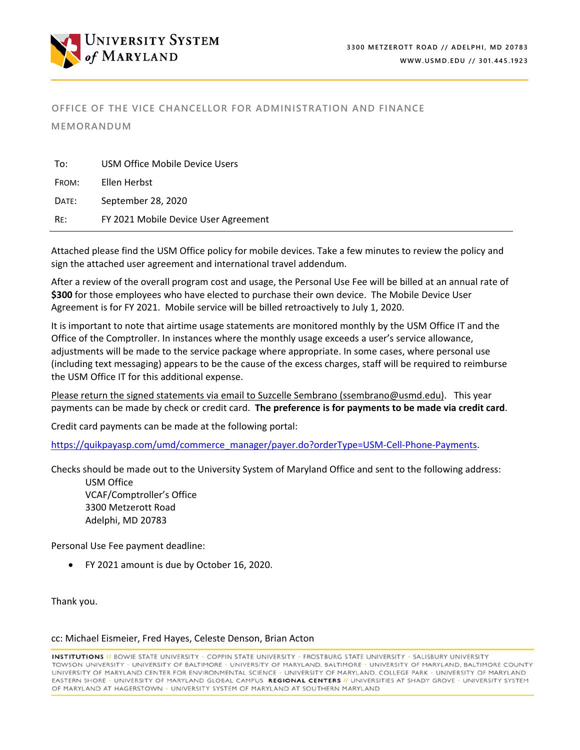University System of Maryland

3300 METZEROTT ROAD // ADELPHI, MD 20783
WWW.USMD.EDU // 301.445.1923

OFFICE OF THE VICE CHANCELLOR FOR ADMINISTRATION AND FINANCE

MEMORANDUM

| | |
|---|---|
| To: | USM Office Mobile Device Users |
| From: | Ellen Herbst |
| Date: | September 28, 2020 |
| Re: | FY 2021 Mobile Device User Agreement |

Attached please find the USM Office policy for mobile devices. Take a few minutes to review the policy and sign the attached user agreement and international travel addendum.

After a review of the overall program cost and usage, the Personal Use Fee will be billed at an annual rate of **$300** for those employees who have elected to purchase their own device. The Mobile Device User Agreement is for FY 2021. Mobile service will be billed retroactively to July 1, 2020.

It is important to note that airtime usage statements are monitored monthly by the USM Office IT and the Office of the Comptroller. In instances where the monthly usage exceeds a user's service allowance, adjustments will be made to the service package where appropriate. In some cases, where personal use (including text messaging) appears to be the cause of the excess charges, staff will be required to reimburse the USM Office IT for this additional expense.

Please return the signed statements via email to Suzcelle Sembrano (ssembrano@usmd.edu). This year payments can be made by check or credit card. **The preference is for payments to be made via credit card**.

Credit card payments can be made at the following portal:

https://quikpayasp.com/umd/commerce_manager/payer.do?orderType=USM-Cell-Phone-Payments.

Checks should be made out to the University System of Maryland Office and sent to the following address:

USM Office
VCAF/Comptroller's Office
3300 Metzerott Road
Adelphi, MD 20783

Personal Use Fee payment deadline:

- FY 2021 amount is due by October 16, 2020.

Thank you.

cc: Michael Eismeier, Fred Hayes, Celeste Denson, Brian Acton

**INSTITUTIONS** // BOWIE STATE UNIVERSITY · COPPIN STATE UNIVERSITY · FROSTBURG STATE UNIVERSITY · SALISBURY UNIVERSITY · TOWSON UNIVERSITY · UNIVERSITY OF BALTIMORE · UNIVERSITY OF MARYLAND, BALTIMORE · UNIVERSITY OF MARYLAND, BALTIMORE COUNTY · UNIVERSITY OF MARYLAND CENTER FOR ENVIRONMENTAL SCIENCE · UNIVERSITY OF MARYLAND, COLLEGE PARK · UNIVERSITY OF MARYLAND EASTERN SHORE · UNIVERSITY OF MARYLAND GLOBAL CAMPUS **REGIONAL CENTERS** // UNIVERSITIES AT SHADY GROVE · UNIVERSITY SYSTEM OF MARYLAND AT HAGERSTOWN · UNIVERSITY SYSTEM OF MARYLAND AT SOUTHERN MARYLAND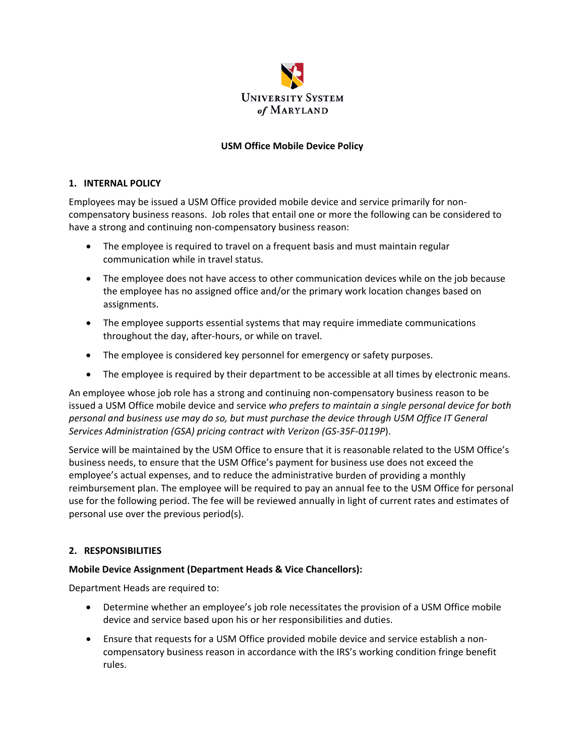UNIVERSITY SYSTEM of MARYLAND

**USM Office Mobile Device Policy**

## 1. INTERNAL POLICY

Employees may be issued a USM Office provided mobile device and service primarily for non-compensatory business reasons. Job roles that entail one or more the following can be considered to have a strong and continuing non-compensatory business reason:

- The employee is required to travel on a frequent basis and must maintain regular communication while in travel status.
- The employee does not have access to other communication devices while on the job because the employee has no assigned office and/or the primary work location changes based on assignments.
- The employee supports essential systems that may require immediate communications throughout the day, after-hours, or while on travel.
- The employee is considered key personnel for emergency or safety purposes.
- The employee is required by their department to be accessible at all times by electronic means.

An employee whose job role has a strong and continuing non-compensatory business reason to be issued a USM Office mobile device and service *who prefers to maintain a single personal device for both personal and business use may do so, but must purchase the device through USM Office IT General Services Administration (GSA) pricing contract with Verizon (GS-35F-0119P*).

Service will be maintained by the USM Office to ensure that it is reasonable related to the USM Office's business needs, to ensure that the USM Office's payment for business use does not exceed the employee's actual expenses, and to reduce the administrative burden of providing a monthly reimbursement plan. The employee will be required to pay an annual fee to the USM Office for personal use for the following period. The fee will be reviewed annually in light of current rates and estimates of personal use over the previous period(s).

## 2. RESPONSIBILITIES

**Mobile Device Assignment (Department Heads & Vice Chancellors):**

Department Heads are required to:

- Determine whether an employee's job role necessitates the provision of a USM Office mobile device and service based upon his or her responsibilities and duties.
- Ensure that requests for a USM Office provided mobile device and service establish a non-compensatory business reason in accordance with the IRS's working condition fringe benefit rules.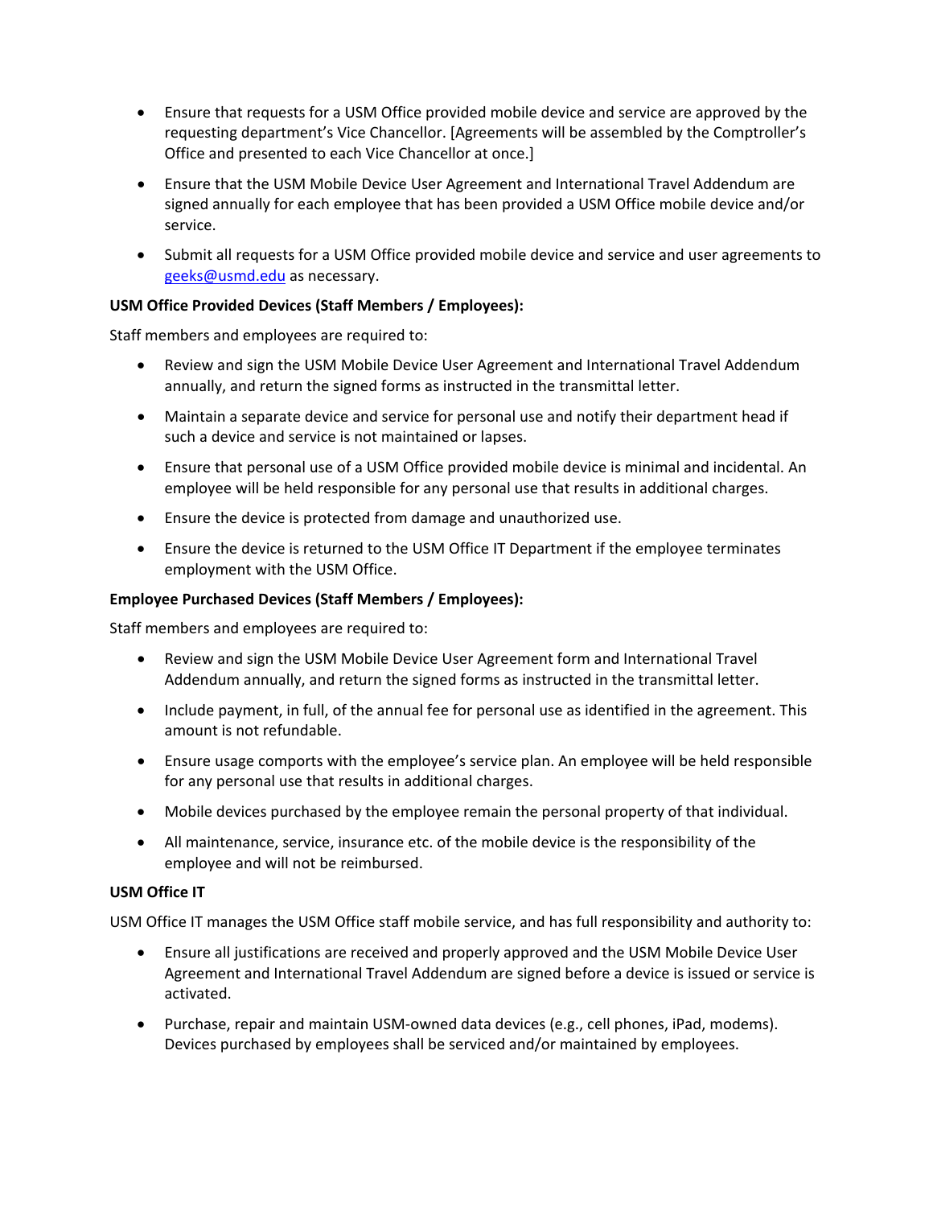- Ensure that requests for a USM Office provided mobile device and service are approved by the requesting department's Vice Chancellor. [Agreements will be assembled by the Comptroller's Office and presented to each Vice Chancellor at once.]
- Ensure that the USM Mobile Device User Agreement and International Travel Addendum are signed annually for each employee that has been provided a USM Office mobile device and/or service.
- Submit all requests for a USM Office provided mobile device and service and user agreements to geeks@usmd.edu as necessary.

**USM Office Provided Devices (Staff Members / Employees):**

Staff members and employees are required to:

- Review and sign the USM Mobile Device User Agreement and International Travel Addendum annually, and return the signed forms as instructed in the transmittal letter.
- Maintain a separate device and service for personal use and notify their department head if such a device and service is not maintained or lapses.
- Ensure that personal use of a USM Office provided mobile device is minimal and incidental. An employee will be held responsible for any personal use that results in additional charges.
- Ensure the device is protected from damage and unauthorized use.
- Ensure the device is returned to the USM Office IT Department if the employee terminates employment with the USM Office.

**Employee Purchased Devices (Staff Members / Employees):**

Staff members and employees are required to:

- Review and sign the USM Mobile Device User Agreement form and International Travel Addendum annually, and return the signed forms as instructed in the transmittal letter.
- Include payment, in full, of the annual fee for personal use as identified in the agreement. This amount is not refundable.
- Ensure usage comports with the employee's service plan. An employee will be held responsible for any personal use that results in additional charges.
- Mobile devices purchased by the employee remain the personal property of that individual.
- All maintenance, service, insurance etc. of the mobile device is the responsibility of the employee and will not be reimbursed.

**USM Office IT**

USM Office IT manages the USM Office staff mobile service, and has full responsibility and authority to:

- Ensure all justifications are received and properly approved and the USM Mobile Device User Agreement and International Travel Addendum are signed before a device is issued or service is activated.
- Purchase, repair and maintain USM-owned data devices (e.g., cell phones, iPad, modems). Devices purchased by employees shall be serviced and/or maintained by employees.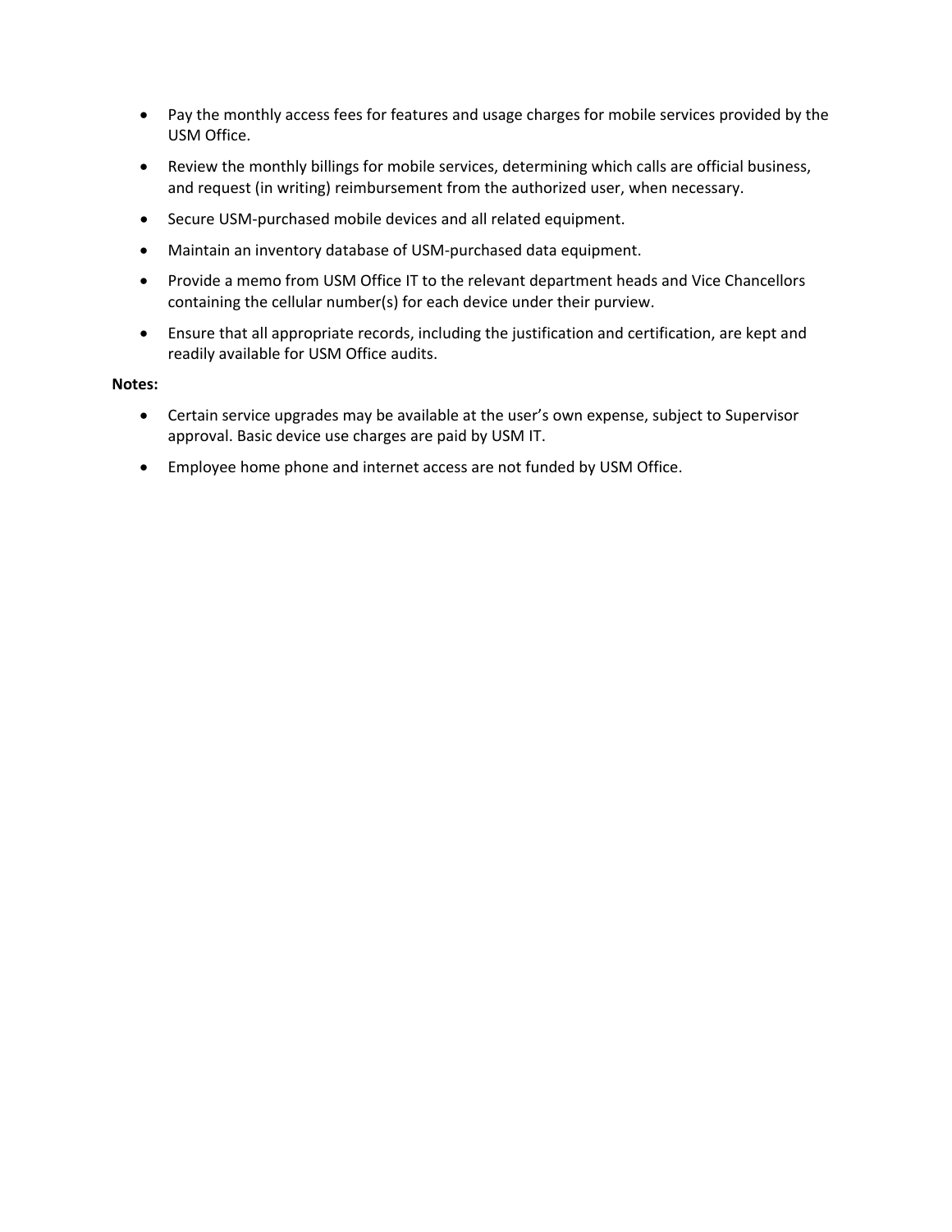- Pay the monthly access fees for features and usage charges for mobile services provided by the USM Office.
- Review the monthly billings for mobile services, determining which calls are official business, and request (in writing) reimbursement from the authorized user, when necessary.
- Secure USM-purchased mobile devices and all related equipment.
- Maintain an inventory database of USM-purchased data equipment.
- Provide a memo from USM Office IT to the relevant department heads and Vice Chancellors containing the cellular number(s) for each device under their purview.
- Ensure that all appropriate records, including the justification and certification, are kept and readily available for USM Office audits.

**Notes:**

- Certain service upgrades may be available at the user's own expense, subject to Supervisor approval. Basic device use charges are paid by USM IT.
- Employee home phone and internet access are not funded by USM Office.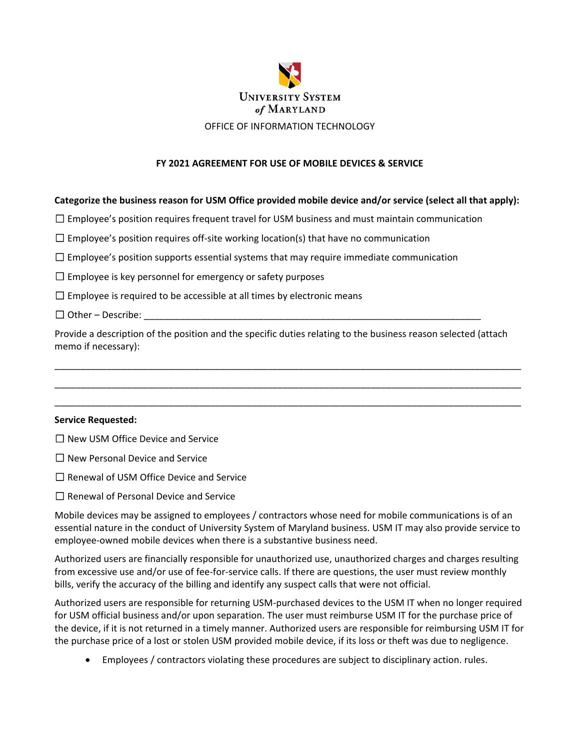UNIVERSITY SYSTEM of MARYLAND

OFFICE OF INFORMATION TECHNOLOGY

**FY 2021 AGREEMENT FOR USE OF MOBILE DEVICES & SERVICE**

**Categorize the business reason for USM Office provided mobile device and/or service (select all that apply):**

☐ Employee's position requires frequent travel for USM business and must maintain communication

☐ Employee's position requires off-site working location(s) that have no communication

☐ Employee's position supports essential systems that may require immediate communication

☐ Employee is key personnel for emergency or safety purposes

☐ Employee is required to be accessible at all times by electronic means

☐ Other – Describe: ___________________________________________________________________

Provide a description of the position and the specific duties relating to the business reason selected (attach memo if necessary):

_______________________________________________________________________________________________

_______________________________________________________________________________________________

_______________________________________________________________________________________________

**Service Requested:**

☐ New USM Office Device and Service

☐ New Personal Device and Service

☐ Renewal of USM Office Device and Service

☐ Renewal of Personal Device and Service

Mobile devices may be assigned to employees / contractors whose need for mobile communications is of an essential nature in the conduct of University System of Maryland business. USM IT may also provide service to employee-owned mobile devices when there is a substantive business need.

Authorized users are financially responsible for unauthorized use, unauthorized charges and charges resulting from excessive use and/or use of fee-for-service calls. If there are questions, the user must review monthly bills, verify the accuracy of the billing and identify any suspect calls that were not official.

Authorized users are responsible for returning USM-purchased devices to the USM IT when no longer required for USM official business and/or upon separation. The user must reimburse USM IT for the purchase price of the device, if it is not returned in a timely manner. Authorized users are responsible for reimbursing USM IT for the purchase price of a lost or stolen USM provided mobile device, if its loss or theft was due to negligence.

- Employees / contractors violating these procedures are subject to disciplinary action. rules.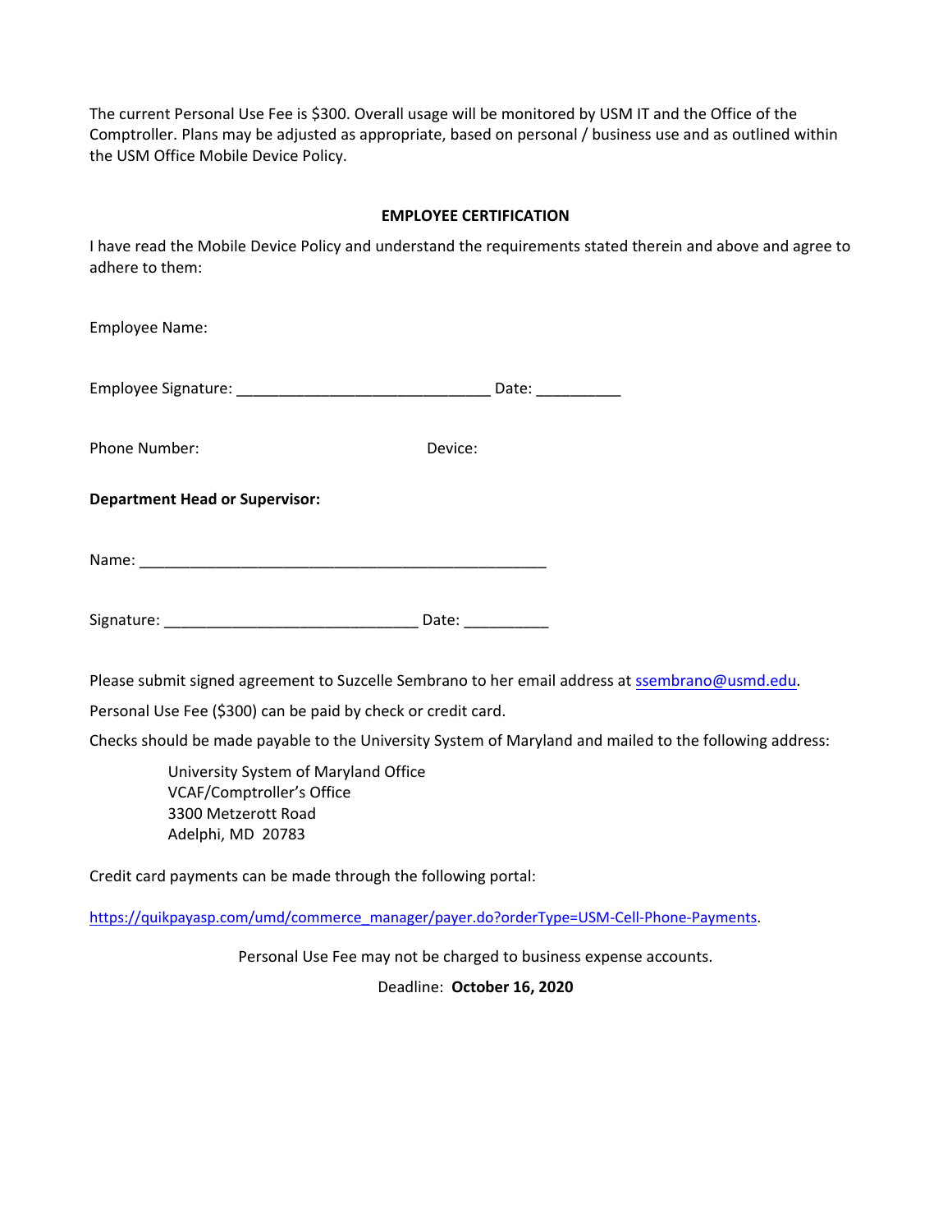The current Personal Use Fee is $300. Overall usage will be monitored by USM IT and the Office of the Comptroller. Plans may be adjusted as appropriate, based on personal / business use and as outlined within the USM Office Mobile Device Policy.

## EMPLOYEE CERTIFICATION

I have read the Mobile Device Policy and understand the requirements stated therein and above and agree to adhere to them:

Employee Name:

Employee Signature: ______________________________ Date: __________

Phone Number: Device:

**Department Head or Supervisor:**

Name: ________________________________________________

Signature: ______________________________ Date: __________

Please submit signed agreement to Suzcelle Sembrano to her email address at ssembrano@usmd.edu.

Personal Use Fee ($300) can be paid by check or credit card.

Checks should be made payable to the University System of Maryland and mailed to the following address:

University System of Maryland Office
VCAF/Comptroller's Office
3300 Metzerott Road
Adelphi, MD 20783

Credit card payments can be made through the following portal:

https://quikpayasp.com/umd/commerce_manager/payer.do?orderType=USM-Cell-Phone-Payments.

Personal Use Fee may not be charged to business expense accounts.

Deadline: **October 16, 2020**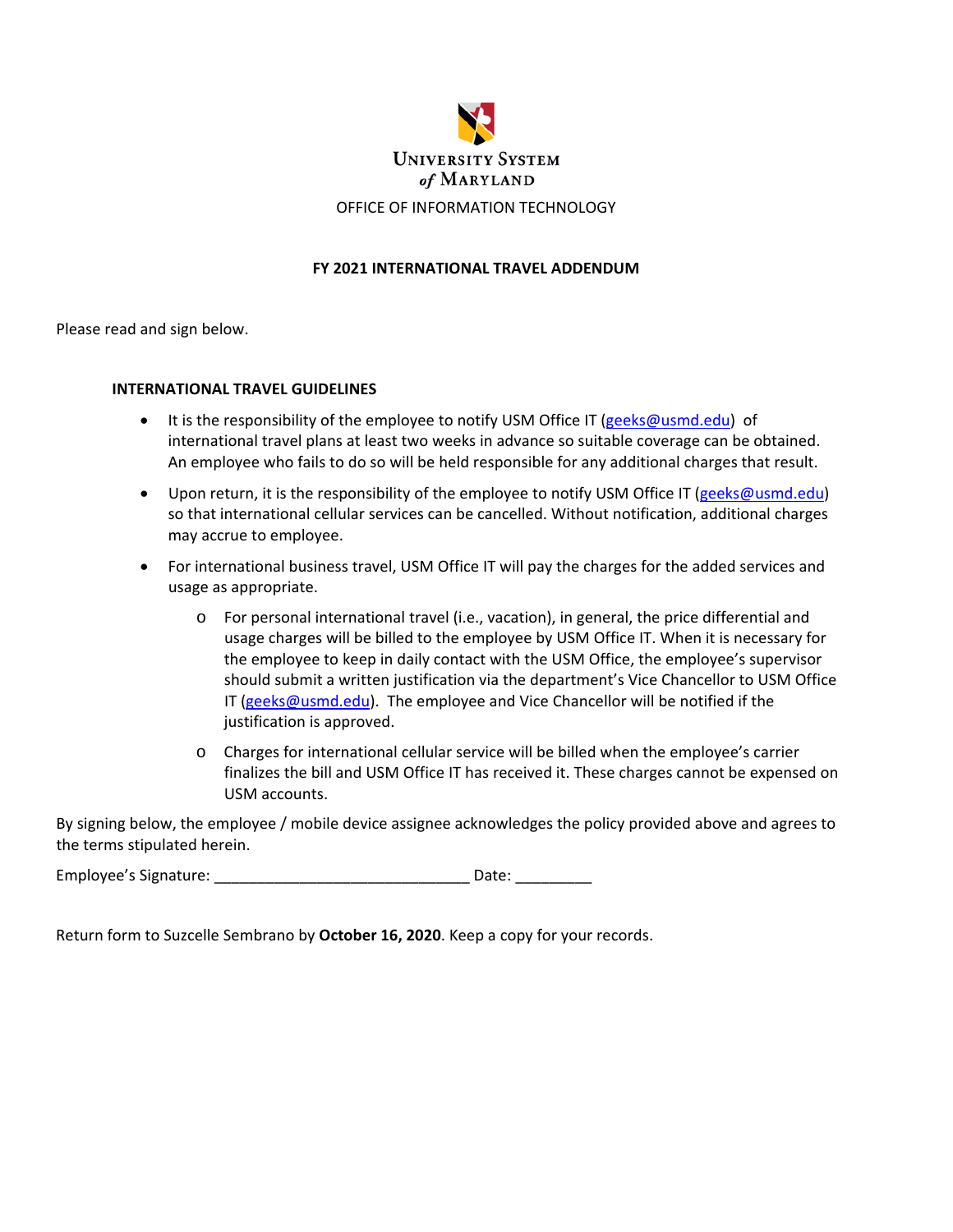University System of Maryland

OFFICE OF INFORMATION TECHNOLOGY

**FY 2021 INTERNATIONAL TRAVEL ADDENDUM**

Please read and sign below.

**INTERNATIONAL TRAVEL GUIDELINES**

- It is the responsibility of the employee to notify USM Office IT (geeks@usmd.edu) of international travel plans at least two weeks in advance so suitable coverage can be obtained. An employee who fails to do so will be held responsible for any additional charges that result.
- Upon return, it is the responsibility of the employee to notify USM Office IT (geeks@usmd.edu) so that international cellular services can be cancelled. Without notification, additional charges may accrue to employee.
- For international business travel, USM Office IT will pay the charges for the added services and usage as appropriate.
  - For personal international travel (i.e., vacation), in general, the price differential and usage charges will be billed to the employee by USM Office IT. When it is necessary for the employee to keep in daily contact with the USM Office, the employee's supervisor should submit a written justification via the department's Vice Chancellor to USM Office IT (geeks@usmd.edu). The employee and Vice Chancellor will be notified if the justification is approved.
  - Charges for international cellular service will be billed when the employee's carrier finalizes the bill and USM Office IT has received it. These charges cannot be expensed on USM accounts.

By signing below, the employee / mobile device assignee acknowledges the policy provided above and agrees to the terms stipulated herein.

Employee's Signature: ______________________________ Date: _________

Return form to Suzcelle Sembrano by **October 16, 2020**. Keep a copy for your records.